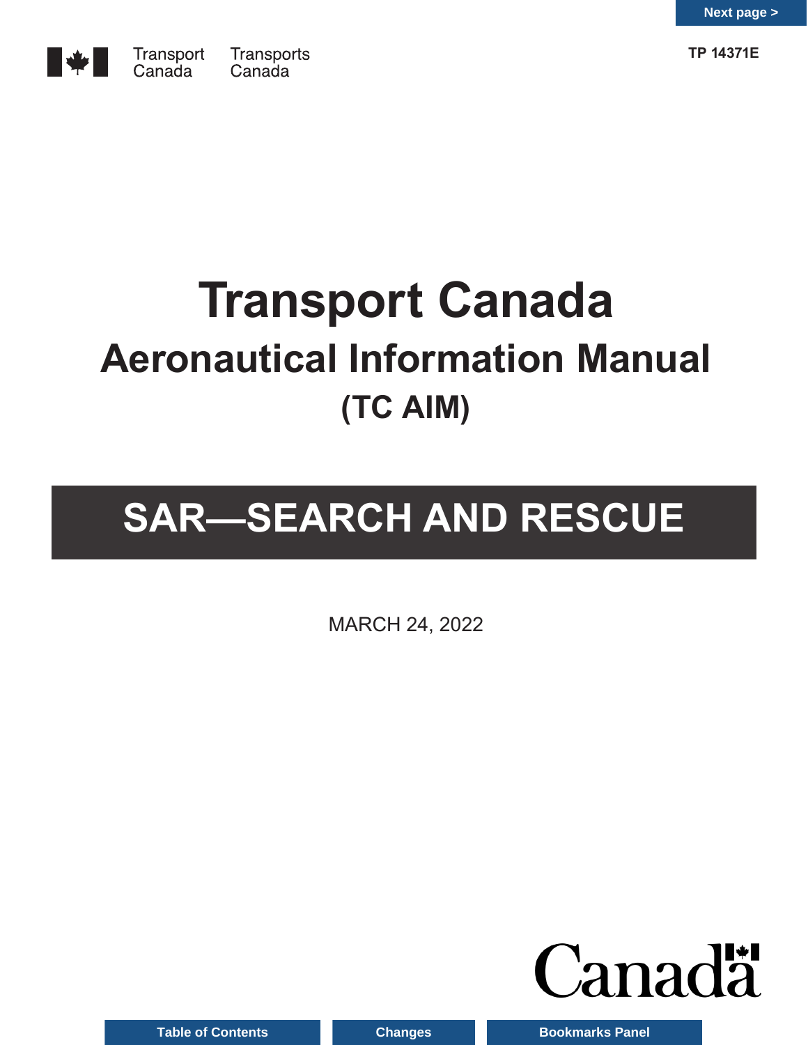TP 14371E

Transport Canada Transports Canada

# Transport Canada
## Aeronautical Information Manual
## (TC AIM)

# SAR—SEARCH AND RESCUE

MARCH 24, 2022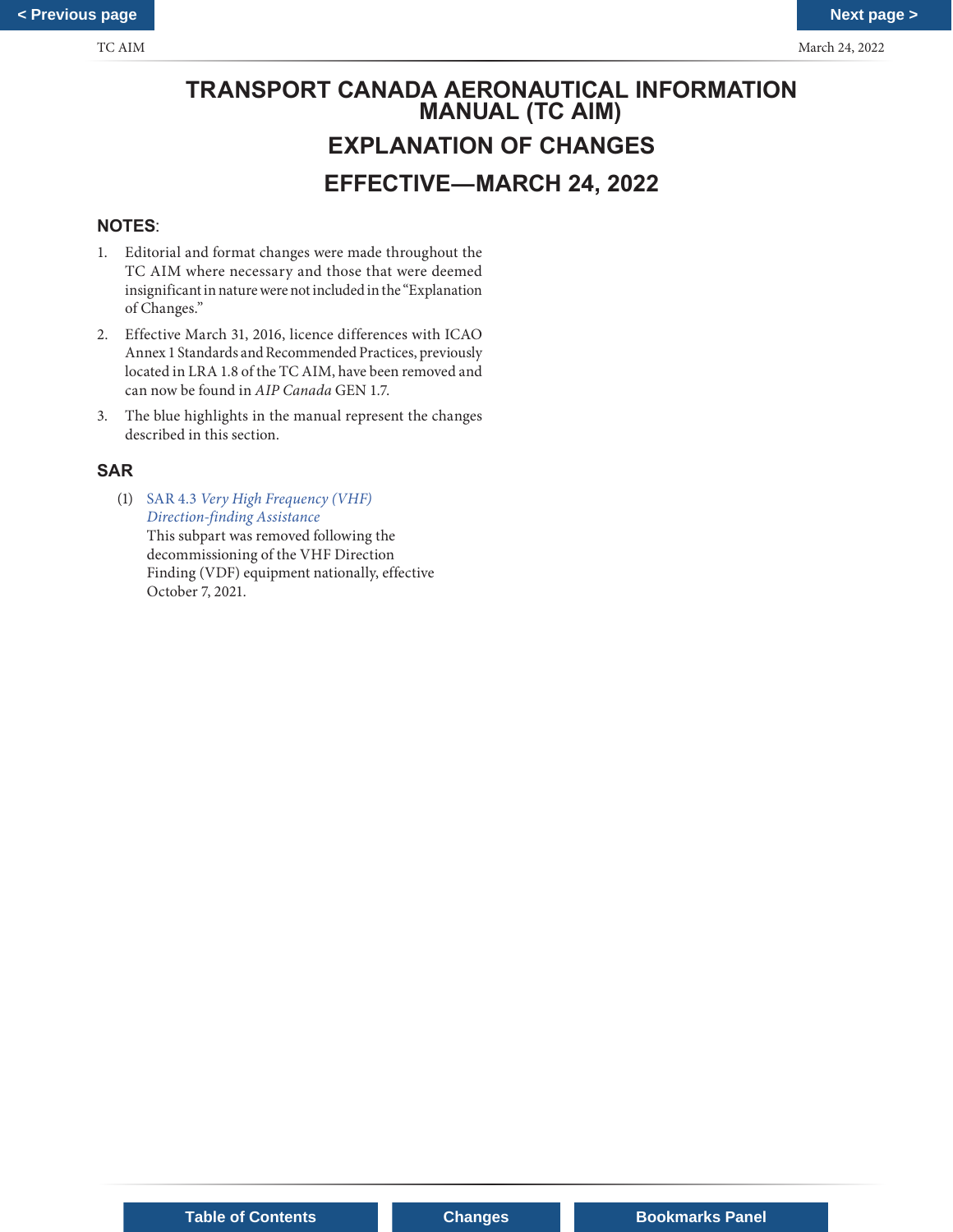# TRANSPORT CANADA AERONAUTICAL INFORMATION MANUAL (TC AIM)

## EXPLANATION OF CHANGES

## EFFECTIVE—MARCH 24, 2022

**NOTES**:

1. Editorial and format changes were made throughout the TC AIM where necessary and those that were deemed insignificant in nature were not included in the "Explanation of Changes."
2. Effective March 31, 2016, licence differences with ICAO Annex 1 Standards and Recommended Practices, previously located in LRA 1.8 of the TC AIM, have been removed and can now be found in *AIP Canada* GEN 1.7.
3. The blue highlights in the manual represent the changes described in this section.

### SAR

(1) SAR 4.3 *Very High Frequency (VHF) Direction-finding Assistance*
This subpart was removed following the decommissioning of the VHF Direction Finding (VDF) equipment nationally, effective October 7, 2021.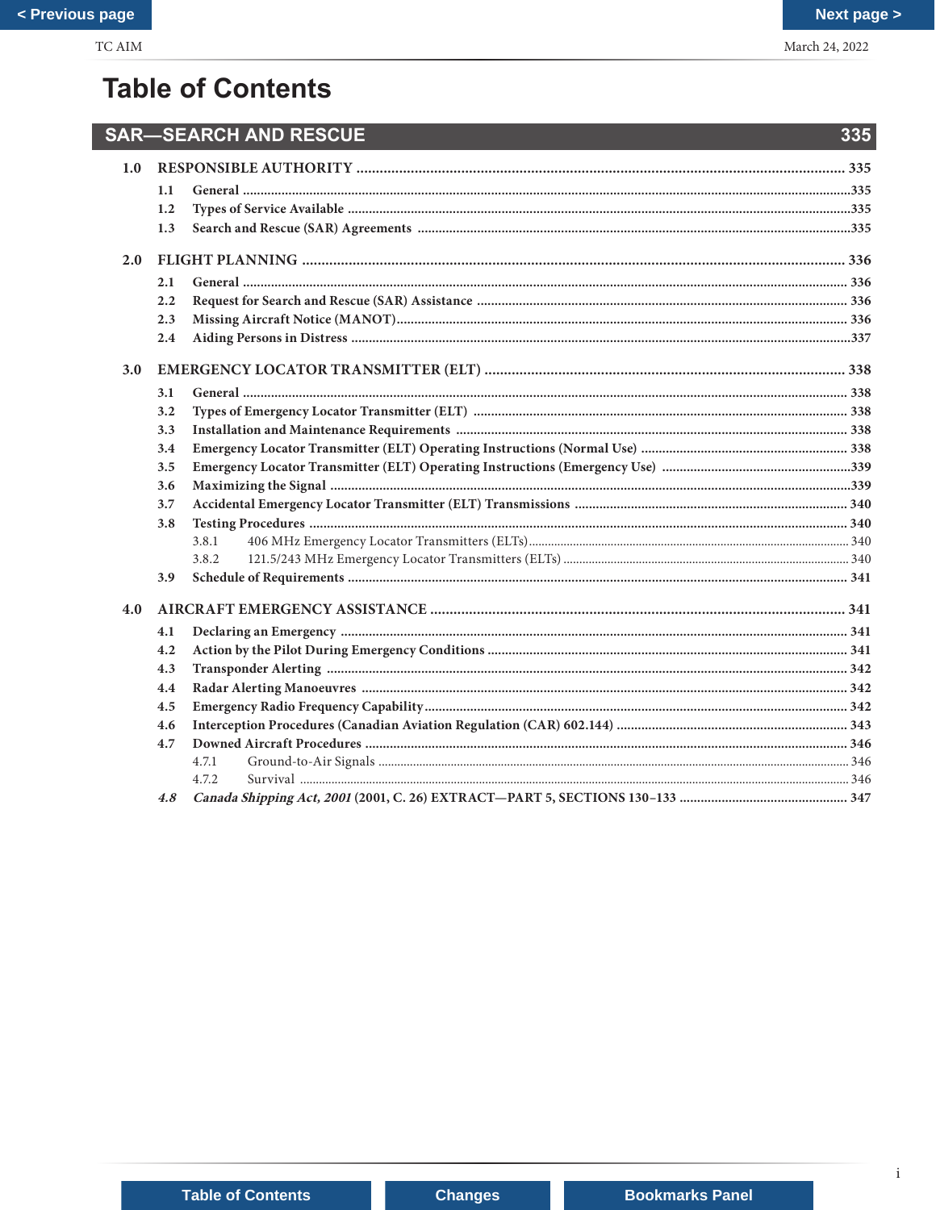# Table of Contents

## SAR—SEARCH AND RESCUE 335

**1.0 RESPONSIBLE AUTHORITY** ... 335

- **1.1 General** ... 335
- **1.2 Types of Service Available** ... 335
- **1.3 Search and Rescue (SAR) Agreements** ... 335

**2.0 FLIGHT PLANNING** ... 336

- **2.1 General** ... 336
- **2.2 Request for Search and Rescue (SAR) Assistance** ... 336
- **2.3 Missing Aircraft Notice (MANOT)** ... 336
- **2.4 Aiding Persons in Distress** ... 337

**3.0 EMERGENCY LOCATOR TRANSMITTER (ELT)** ... 338

- **3.1 General** ... 338
- **3.2 Types of Emergency Locator Transmitter (ELT)** ... 338
- **3.3 Installation and Maintenance Requirements** ... 338
- **3.4 Emergency Locator Transmitter (ELT) Operating Instructions (Normal Use)** ... 338
- **3.5 Emergency Locator Transmitter (ELT) Operating Instructions (Emergency Use)** ... 339
- **3.6 Maximizing the Signal** ... 339
- **3.7 Accidental Emergency Locator Transmitter (ELT) Transmissions** ... 340
- **3.8 Testing Procedures** ... 340
  - 3.8.1 406 MHz Emergency Locator Transmitters (ELTs) ... 340
  - 3.8.2 121.5/243 MHz Emergency Locator Transmitters (ELTs) ... 340
- **3.9 Schedule of Requirements** ... 341

**4.0 AIRCRAFT EMERGENCY ASSISTANCE** ... 341

- **4.1 Declaring an Emergency** ... 341
- **4.2 Action by the Pilot During Emergency Conditions** ... 341
- **4.3 Transponder Alerting** ... 342
- **4.4 Radar Alerting Manoeuvres** ... 342
- **4.5 Emergency Radio Frequency Capability** ... 342
- **4.6 Interception Procedures (Canadian Aviation Regulation (CAR) 602.144)** ... 343
- **4.7 Downed Aircraft Procedures** ... 346
  - 4.7.1 Ground-to-Air Signals ... 346
  - 4.7.2 Survival ... 346
- ***4.8 Canada Shipping Act, 2001*** **(2001, C. 26) EXTRACT—PART 5, SECTIONS 130–133** ... 347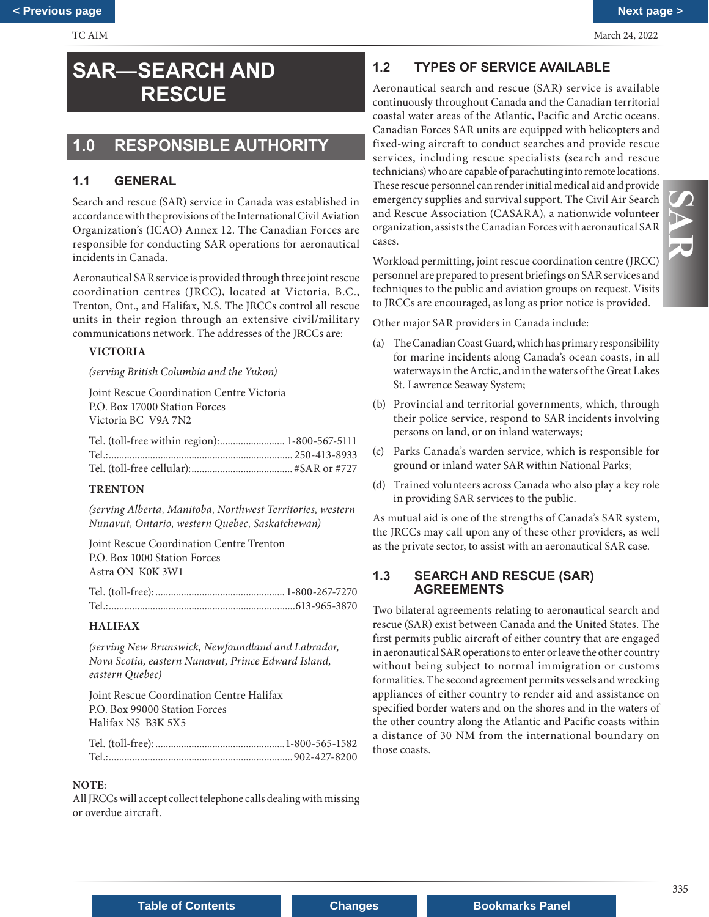# SAR—SEARCH AND RESCUE

## 1.0 RESPONSIBLE AUTHORITY

### 1.1 GENERAL

Search and rescue (SAR) service in Canada was established in accordance with the provisions of the International Civil Aviation Organization's (ICAO) Annex 12. The Canadian Forces are responsible for conducting SAR operations for aeronautical incidents in Canada.

Aeronautical SAR service is provided through three joint rescue coordination centres (JRCC), located at Victoria, B.C., Trenton, Ont., and Halifax, N.S. The JRCCs control all rescue units in their region through an extensive civil/military communications network. The addresses of the JRCCs are:

**VICTORIA**

*(serving British Columbia and the Yukon)*

Joint Rescue Coordination Centre Victoria
P.O. Box 17000 Station Forces
Victoria BC V9A 7N2

Tel. (toll-free within region):......................... 1-800-567-5111
Tel.:...................................................................... 250-413-8933
Tel. (toll-free cellular):....................................... #SAR or #727

**TRENTON**

*(serving Alberta, Manitoba, Northwest Territories, western Nunavut, Ontario, western Quebec, Saskatchewan)*

Joint Rescue Coordination Centre Trenton
P.O. Box 1000 Station Forces
Astra ON K0K 3W1

Tel. (toll-free):................................................. 1-800-267-7270
Tel.:.......................................................................613-965-3870

**HALIFAX**

*(serving New Brunswick, Newfoundland and Labrador, Nova Scotia, eastern Nunavut, Prince Edward Island, eastern Quebec)*

Joint Rescue Coordination Centre Halifax
P.O. Box 99000 Station Forces
Halifax NS B3K 5X5

Tel. (toll-free):.................................................1-800-565-1582
Tel.:...................................................................... 902-427-8200

**NOTE**:
All JRCCs will accept collect telephone calls dealing with missing or overdue aircraft.

### 1.2 TYPES OF SERVICE AVAILABLE

Aeronautical search and rescue (SAR) service is available continuously throughout Canada and the Canadian territorial coastal water areas of the Atlantic, Pacific and Arctic oceans. Canadian Forces SAR units are equipped with helicopters and fixed-wing aircraft to conduct searches and provide rescue services, including rescue specialists (search and rescue technicians) who are capable of parachuting into remote locations. These rescue personnel can render initial medical aid and provide emergency supplies and survival support. The Civil Air Search and Rescue Association (CASARA), a nationwide volunteer organization, assists the Canadian Forces with aeronautical SAR cases.

Workload permitting, joint rescue coordination centre (JRCC) personnel are prepared to present briefings on SAR services and techniques to the public and aviation groups on request. Visits to JRCCs are encouraged, as long as prior notice is provided.

Other major SAR providers in Canada include:

(a) The Canadian Coast Guard, which has primary responsibility for marine incidents along Canada's ocean coasts, in all waterways in the Arctic, and in the waters of the Great Lakes St. Lawrence Seaway System;

(b) Provincial and territorial governments, which, through their police service, respond to SAR incidents involving persons on land, or on inland waterways;

(c) Parks Canada's warden service, which is responsible for ground or inland water SAR within National Parks;

(d) Trained volunteers across Canada who also play a key role in providing SAR services to the public.

As mutual aid is one of the strengths of Canada's SAR system, the JRCCs may call upon any of these other providers, as well as the private sector, to assist with an aeronautical SAR case.

### 1.3 SEARCH AND RESCUE (SAR) AGREEMENTS

Two bilateral agreements relating to aeronautical search and rescue (SAR) exist between Canada and the United States. The first permits public aircraft of either country that are engaged in aeronautical SAR operations to enter or leave the other country without being subject to normal immigration or customs formalities. The second agreement permits vessels and wrecking appliances of either country to render aid and assistance on specified border waters and on the shores and in the waters of the other country along the Atlantic and Pacific coasts within a distance of 30 NM from the international boundary on those coasts.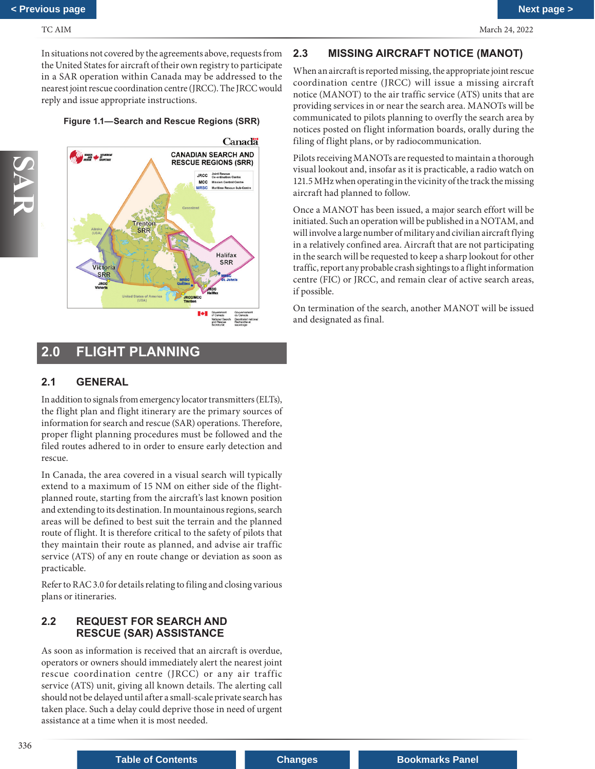In situations not covered by the agreements above, requests from the United States for aircraft of their own registry to participate in a SAR operation within Canada may be addressed to the nearest joint rescue coordination centre (JRCC). The JRCC would reply and issue appropriate instructions.

**Figure 1.1—Search and Rescue Regions (SRR)**

# 2.0 FLIGHT PLANNING

## 2.1 GENERAL

In addition to signals from emergency locator transmitters (ELTs), the flight plan and flight itinerary are the primary sources of information for search and rescue (SAR) operations. Therefore, proper flight planning procedures must be followed and the filed routes adhered to in order to ensure early detection and rescue.

In Canada, the area covered in a visual search will typically extend to a maximum of 15 NM on either side of the flight-planned route, starting from the aircraft's last known position and extending to its destination. In mountainous regions, search areas will be defined to best suit the terrain and the planned route of flight. It is therefore critical to the safety of pilots that they maintain their route as planned, and advise air traffic service (ATS) of any en route change or deviation as soon as practicable.

Refer to RAC 3.0 for details relating to filing and closing various plans or itineraries.

## 2.2 REQUEST FOR SEARCH AND RESCUE (SAR) ASSISTANCE

As soon as information is received that an aircraft is overdue, operators or owners should immediately alert the nearest joint rescue coordination centre (JRCC) or any air traffic service (ATS) unit, giving all known details. The alerting call should not be delayed until after a small-scale private search has taken place. Such a delay could deprive those in need of urgent assistance at a time when it is most needed.

## 2.3 MISSING AIRCRAFT NOTICE (MANOT)

When an aircraft is reported missing, the appropriate joint rescue coordination centre (JRCC) will issue a missing aircraft notice (MANOT) to the air traffic service (ATS) units that are providing services in or near the search area. MANOTs will be communicated to pilots planning to overfly the search area by notices posted on flight information boards, orally during the filing of flight plans, or by radiocommunication.

Pilots receiving MANOTs are requested to maintain a thorough visual lookout and, insofar as it is practicable, a radio watch on 121.5 MHz when operating in the vicinity of the track the missing aircraft had planned to follow.

Once a MANOT has been issued, a major search effort will be initiated. Such an operation will be published in a NOTAM, and will involve a large number of military and civilian aircraft flying in a relatively confined area. Aircraft that are not participating in the search will be requested to keep a sharp lookout for other traffic, report any probable crash sightings to a flight information centre (FIC) or JRCC, and remain clear of active search areas, if possible.

On termination of the search, another MANOT will be issued and designated as final.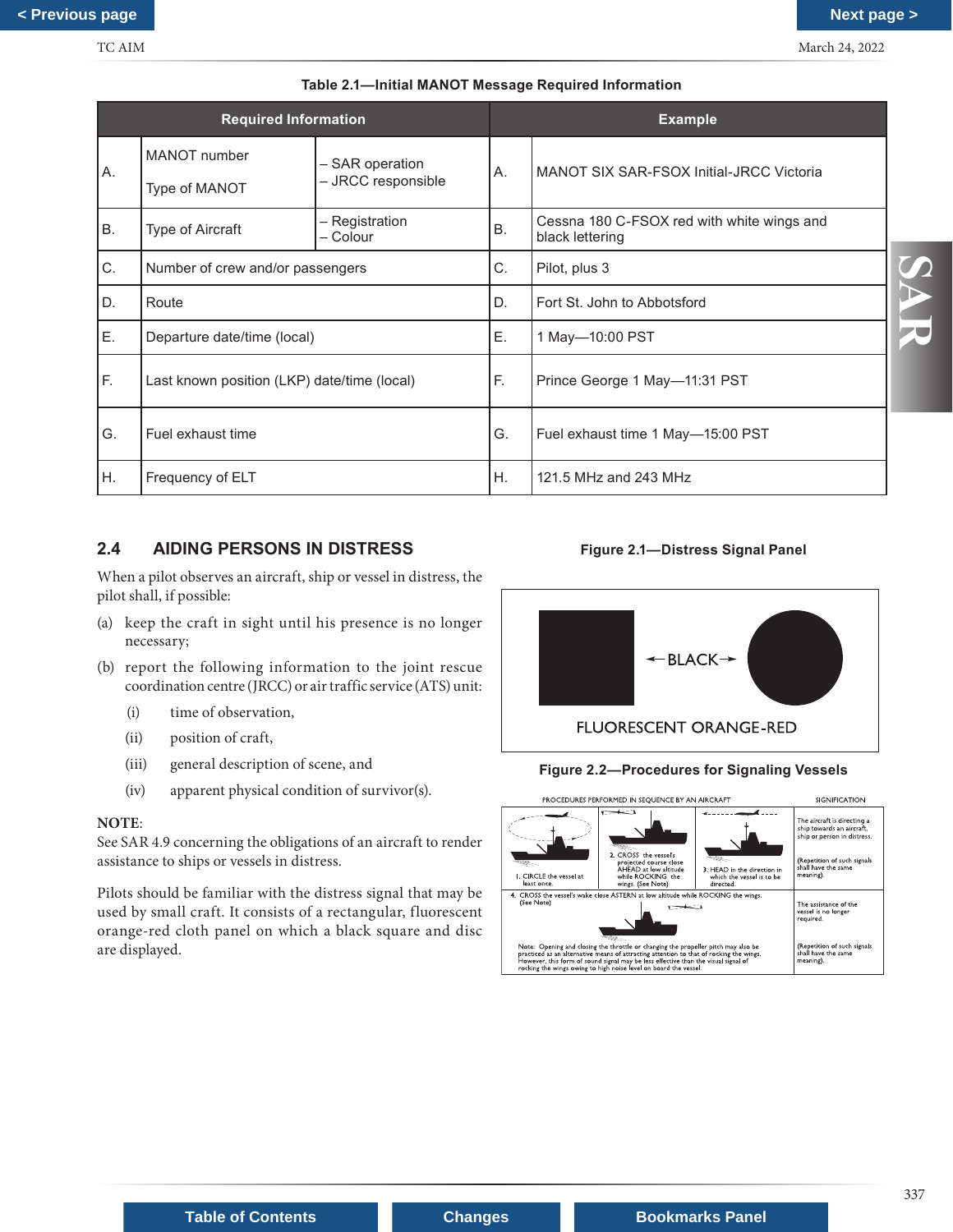**Table 2.1—Initial MANOT Message Required Information**

| Required Information | | | Example | |
|---|---|---|---|---|
| A. | MANOT number<br><br>Type of MANOT | – SAR operation<br>– JRCC responsible | A. | MANOT SIX SAR-FSOX Initial-JRCC Victoria |
| B. | Type of Aircraft | – Registration<br>– Colour | B. | Cessna 180 C-FSOX red with white wings and black lettering |
| C. | Number of crew and/or passengers | | C. | Pilot, plus 3 |
| D. | Route | | D. | Fort St. John to Abbotsford |
| E. | Departure date/time (local) | | E. | 1 May—10:00 PST |
| F. | Last known position (LKP) date/time (local) | | F. | Prince George 1 May—11:31 PST |
| G. | Fuel exhaust time | | G. | Fuel exhaust time 1 May—15:00 PST |
| H. | Frequency of ELT | | H. | 121.5 MHz and 243 MHz |

## 2.4 AIDING PERSONS IN DISTRESS

When a pilot observes an aircraft, ship or vessel in distress, the pilot shall, if possible:

(a) keep the craft in sight until his presence is no longer necessary;

(b) report the following information to the joint rescue coordination centre (JRCC) or air traffic service (ATS) unit:

- (i) time of observation,
- (ii) position of craft,
- (iii) general description of scene, and
- (iv) apparent physical condition of survivor(s).

**NOTE:**
See SAR 4.9 concerning the obligations of an aircraft to render assistance to ships or vessels in distress.

Pilots should be familiar with the distress signal that may be used by small craft. It consists of a rectangular, fluorescent orange-red cloth panel on which a black square and disc are displayed.

**Figure 2.1—Distress Signal Panel**

←BLACK→

FLUORESCENT ORANGE-RED

**Figure 2.2—Procedures for Signaling Vessels**

| PROCEDURES PERFORMED IN SEQUENCE BY AN AIRCRAFT | | | SIGNIFICATION |
|---|---|---|---|
| 1. CIRCLE the vessel at least once. | 2. CROSS the vessel's projected course close AHEAD at low altitude while ROCKING the wings. (See Note) | 3. HEAD in the direction in which the vessel is to be directed. | The aircraft is directing a ship towards an aircraft, ship or person in distress.<br><br>(Repetition of such signals shall have the same meaning). |
| 4. CROSS the vessel's wake close ASTERN at low altitude while ROCKING the wings. (See Note)<br><br>Note: Opening and closing the throttle or changing the propeller pitch may also be practiced as an alternative means of attracting attention to that of rocking the wings. However, this form of sound signal may be less effective than the visual signal of rocking the wings owing to high noise level on board the vessel. | | | The assistance of the vessel is no longer required.<br><br>(Repetition of such signals shall have the same meaning). |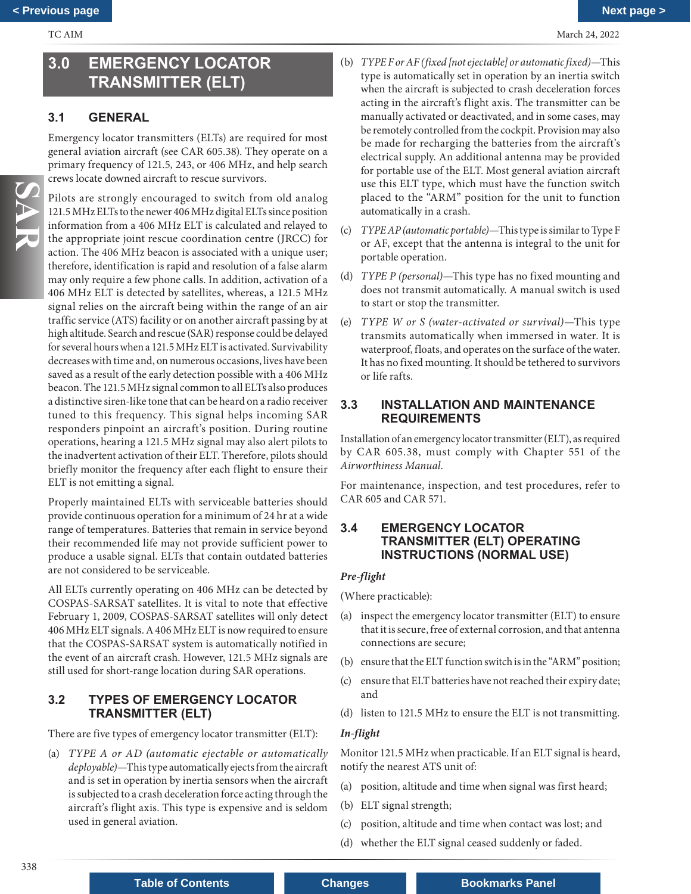## 3.0 EMERGENCY LOCATOR TRANSMITTER (ELT)

### 3.1 GENERAL

Emergency locator transmitters (ELTs) are required for most general aviation aircraft (see CAR 605.38). They operate on a primary frequency of 121.5, 243, or 406 MHz, and help search crews locate downed aircraft to rescue survivors.

Pilots are strongly encouraged to switch from old analog 121.5 MHz ELTs to the newer 406 MHz digital ELTs since position information from a 406 MHz ELT is calculated and relayed to the appropriate joint rescue coordination centre (JRCC) for action. The 406 MHz beacon is associated with a unique user; therefore, identification is rapid and resolution of a false alarm may only require a few phone calls. In addition, activation of a 406 MHz ELT is detected by satellites, whereas, a 121.5 MHz signal relies on the aircraft being within the range of an air traffic service (ATS) facility or on another aircraft passing by at high altitude. Search and rescue (SAR) response could be delayed for several hours when a 121.5 MHz ELT is activated. Survivability decreases with time and, on numerous occasions, lives have been saved as a result of the early detection possible with a 406 MHz beacon. The 121.5 MHz signal common to all ELTs also produces a distinctive siren-like tone that can be heard on a radio receiver tuned to this frequency. This signal helps incoming SAR responders pinpoint an aircraft's position. During routine operations, hearing a 121.5 MHz signal may also alert pilots to the inadvertent activation of their ELT. Therefore, pilots should briefly monitor the frequency after each flight to ensure their ELT is not emitting a signal.

Properly maintained ELTs with serviceable batteries should provide continuous operation for a minimum of 24 hr at a wide range of temperatures. Batteries that remain in service beyond their recommended life may not provide sufficient power to produce a usable signal. ELTs that contain outdated batteries are not considered to be serviceable.

All ELTs currently operating on 406 MHz can be detected by COSPAS-SARSAT satellites. It is vital to note that effective February 1, 2009, COSPAS-SARSAT satellites will only detect 406 MHz ELT signals. A 406 MHz ELT is now required to ensure that the COSPAS-SARSAT system is automatically notified in the event of an aircraft crash. However, 121.5 MHz signals are still used for short-range location during SAR operations.

### 3.2 TYPES OF EMERGENCY LOCATOR TRANSMITTER (ELT)

There are five types of emergency locator transmitter (ELT):

(a) *TYPE A or AD (automatic ejectable or automatically deployable)*—This type automatically ejects from the aircraft and is set in operation by inertia sensors when the aircraft is subjected to a crash deceleration force acting through the aircraft's flight axis. This type is expensive and is seldom used in general aviation.

(b) *TYPE F or AF (fixed [not ejectable] or automatic fixed)*—This type is automatically set in operation by an inertia switch when the aircraft is subjected to crash deceleration forces acting in the aircraft's flight axis. The transmitter can be manually activated or deactivated, and in some cases, may be remotely controlled from the cockpit. Provision may also be made for recharging the batteries from the aircraft's electrical supply. An additional antenna may be provided for portable use of the ELT. Most general aviation aircraft use this ELT type, which must have the function switch placed to the "ARM" position for the unit to function automatically in a crash.

(c) *TYPE AP (automatic portable)*—This type is similar to Type F or AF, except that the antenna is integral to the unit for portable operation.

(d) *TYPE P (personal)*—This type has no fixed mounting and does not transmit automatically. A manual switch is used to start or stop the transmitter.

(e) *TYPE W or S (water-activated or survival)*—This type transmits automatically when immersed in water. It is waterproof, floats, and operates on the surface of the water. It has no fixed mounting. It should be tethered to survivors or life rafts.

### 3.3 INSTALLATION AND MAINTENANCE REQUIREMENTS

Installation of an emergency locator transmitter (ELT), as required by CAR 605.38, must comply with Chapter 551 of the *Airworthiness Manual*.

For maintenance, inspection, and test procedures, refer to CAR 605 and CAR 571.

### 3.4 EMERGENCY LOCATOR TRANSMITTER (ELT) OPERATING INSTRUCTIONS (NORMAL USE)

***Pre-flight***

(Where practicable):

(a) inspect the emergency locator transmitter (ELT) to ensure that it is secure, free of external corrosion, and that antenna connections are secure;

(b) ensure that the ELT function switch is in the "ARM" position;

(c) ensure that ELT batteries have not reached their expiry date; and

(d) listen to 121.5 MHz to ensure the ELT is not transmitting.

***In-flight***

Monitor 121.5 MHz when practicable. If an ELT signal is heard, notify the nearest ATS unit of:

(a) position, altitude and time when signal was first heard;

(b) ELT signal strength;

(c) position, altitude and time when contact was lost; and

(d) whether the ELT signal ceased suddenly or faded.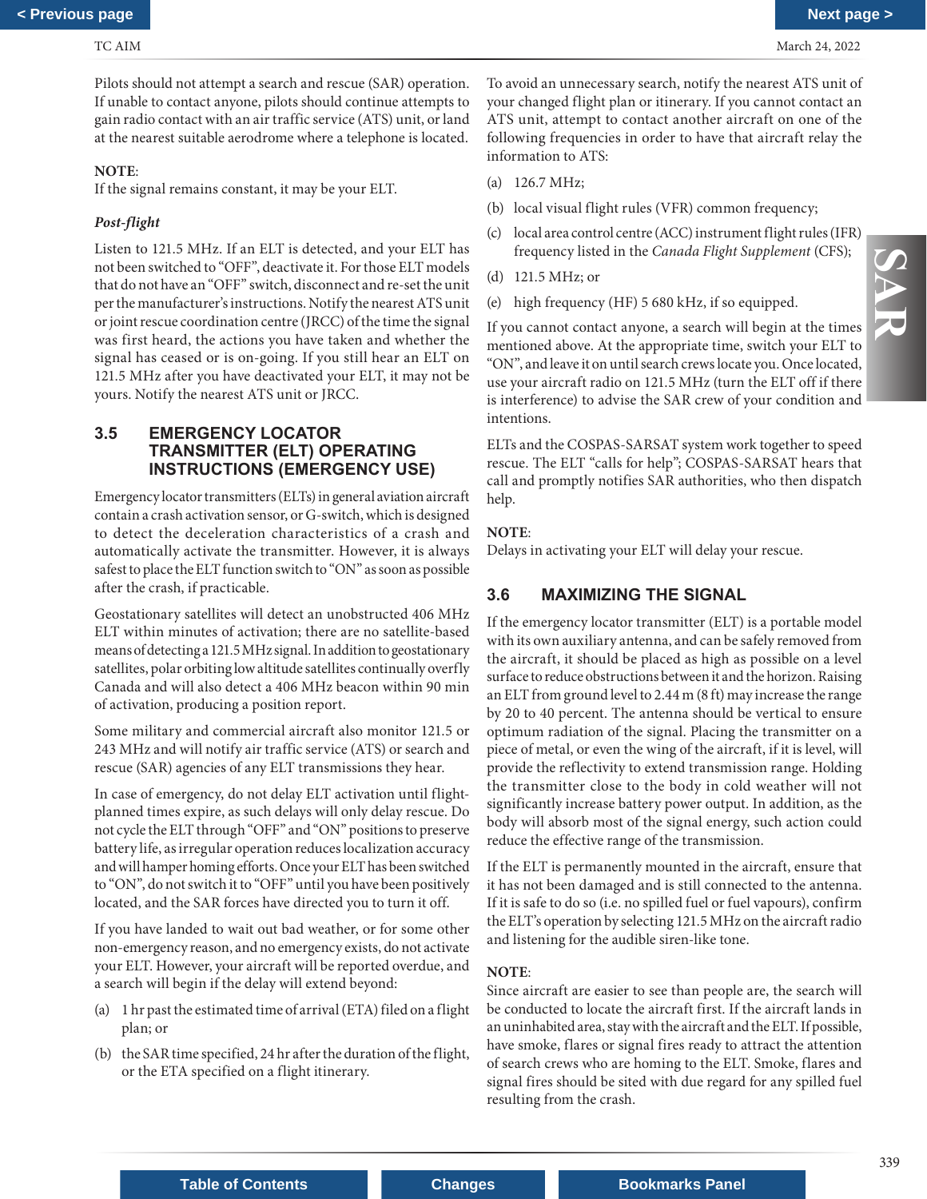Pilots should not attempt a search and rescue (SAR) operation. If unable to contact anyone, pilots should continue attempts to gain radio contact with an air traffic service (ATS) unit, or land at the nearest suitable aerodrome where a telephone is located.

**NOTE**:
If the signal remains constant, it may be your ELT.

*Post-flight*

Listen to 121.5 MHz. If an ELT is detected, and your ELT has not been switched to "OFF", deactivate it. For those ELT models that do not have an "OFF" switch, disconnect and re-set the unit per the manufacturer's instructions. Notify the nearest ATS unit or joint rescue coordination centre (JRCC) of the time the signal was first heard, the actions you have taken and whether the signal has ceased or is on-going. If you still hear an ELT on 121.5 MHz after you have deactivated your ELT, it may not be yours. Notify the nearest ATS unit or JRCC.

## 3.5 EMERGENCY LOCATOR TRANSMITTER (ELT) OPERATING INSTRUCTIONS (EMERGENCY USE)

Emergency locator transmitters (ELTs) in general aviation aircraft contain a crash activation sensor, or G-switch, which is designed to detect the deceleration characteristics of a crash and automatically activate the transmitter. However, it is always safest to place the ELT function switch to "ON" as soon as possible after the crash, if practicable.

Geostationary satellites will detect an unobstructed 406 MHz ELT within minutes of activation; there are no satellite-based means of detecting a 121.5 MHz signal. In addition to geostationary satellites, polar orbiting low altitude satellites continually overfly Canada and will also detect a 406 MHz beacon within 90 min of activation, producing a position report.

Some military and commercial aircraft also monitor 121.5 or 243 MHz and will notify air traffic service (ATS) or search and rescue (SAR) agencies of any ELT transmissions they hear.

In case of emergency, do not delay ELT activation until flight-planned times expire, as such delays will only delay rescue. Do not cycle the ELT through "OFF" and "ON" positions to preserve battery life, as irregular operation reduces localization accuracy and will hamper homing efforts. Once your ELT has been switched to "ON", do not switch it to "OFF" until you have been positively located, and the SAR forces have directed you to turn it off.

If you have landed to wait out bad weather, or for some other non-emergency reason, and no emergency exists, do not activate your ELT. However, your aircraft will be reported overdue, and a search will begin if the delay will extend beyond:

(a) 1 hr past the estimated time of arrival (ETA) filed on a flight plan; or

(b) the SAR time specified, 24 hr after the duration of the flight, or the ETA specified on a flight itinerary.

To avoid an unnecessary search, notify the nearest ATS unit of your changed flight plan or itinerary. If you cannot contact an ATS unit, attempt to contact another aircraft on one of the following frequencies in order to have that aircraft relay the information to ATS:

(a) 126.7 MHz;

(b) local visual flight rules (VFR) common frequency;

(c) local area control centre (ACC) instrument flight rules (IFR) frequency listed in the *Canada Flight Supplement* (CFS);

(d) 121.5 MHz; or

(e) high frequency (HF) 5 680 kHz, if so equipped.

If you cannot contact anyone, a search will begin at the times mentioned above. At the appropriate time, switch your ELT to "ON", and leave it on until search crews locate you. Once located, use your aircraft radio on 121.5 MHz (turn the ELT off if there is interference) to advise the SAR crew of your condition and intentions.

ELTs and the COSPAS-SARSAT system work together to speed rescue. The ELT "calls for help"; COSPAS-SARSAT hears that call and promptly notifies SAR authorities, who then dispatch help.

**NOTE**:
Delays in activating your ELT will delay your rescue.

## 3.6 MAXIMIZING THE SIGNAL

If the emergency locator transmitter (ELT) is a portable model with its own auxiliary antenna, and can be safely removed from the aircraft, it should be placed as high as possible on a level surface to reduce obstructions between it and the horizon. Raising an ELT from ground level to 2.44 m (8 ft) may increase the range by 20 to 40 percent. The antenna should be vertical to ensure optimum radiation of the signal. Placing the transmitter on a piece of metal, or even the wing of the aircraft, if it is level, will provide the reflectivity to extend transmission range. Holding the transmitter close to the body in cold weather will not significantly increase battery power output. In addition, as the body will absorb most of the signal energy, such action could reduce the effective range of the transmission.

If the ELT is permanently mounted in the aircraft, ensure that it has not been damaged and is still connected to the antenna. If it is safe to do so (i.e. no spilled fuel or fuel vapours), confirm the ELT's operation by selecting 121.5 MHz on the aircraft radio and listening for the audible siren-like tone.

**NOTE**:
Since aircraft are easier to see than people are, the search will be conducted to locate the aircraft first. If the aircraft lands in an uninhabited area, stay with the aircraft and the ELT. If possible, have smoke, flares or signal fires ready to attract the attention of search crews who are homing to the ELT. Smoke, flares and signal fires should be sited with due regard for any spilled fuel resulting from the crash.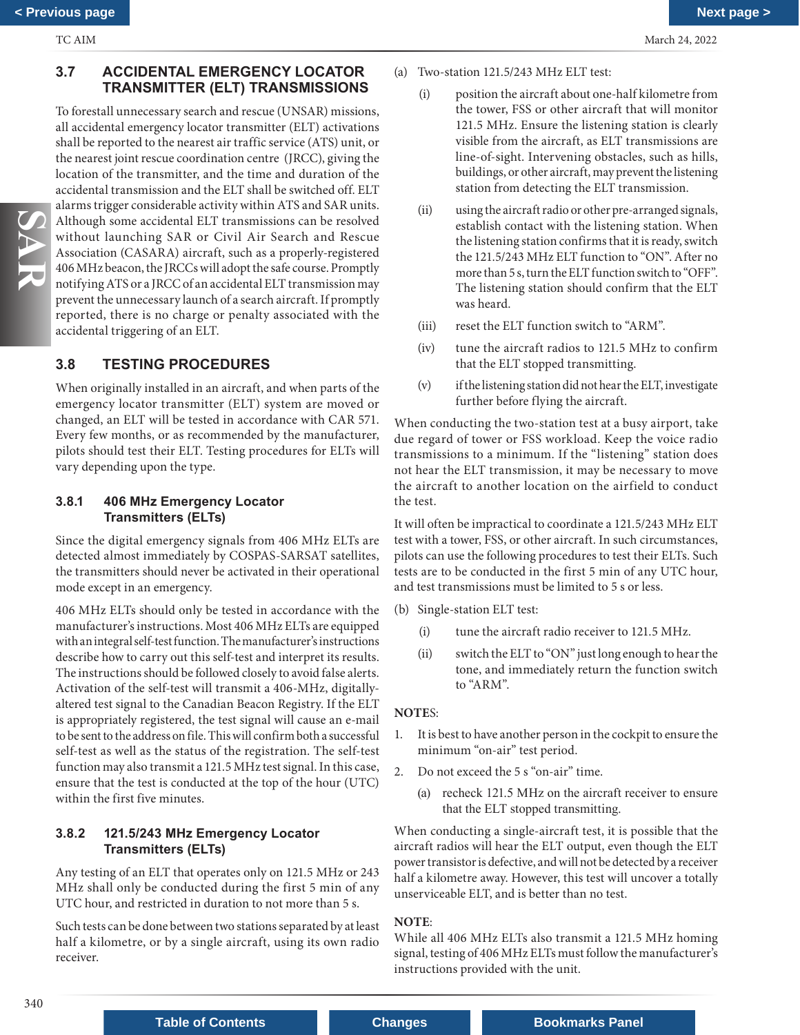## 3.7 ACCIDENTAL EMERGENCY LOCATOR TRANSMITTER (ELT) TRANSMISSIONS

To forestall unnecessary search and rescue (UNSAR) missions, all accidental emergency locator transmitter (ELT) activations shall be reported to the nearest air traffic service (ATS) unit, or the nearest joint rescue coordination centre (JRCC), giving the location of the transmitter, and the time and duration of the accidental transmission and the ELT shall be switched off. ELT alarms trigger considerable activity within ATS and SAR units. Although some accidental ELT transmissions can be resolved without launching SAR or Civil Air Search and Rescue Association (CASARA) aircraft, such as a properly-registered 406 MHz beacon, the JRCCs will adopt the safe course. Promptly notifying ATS or a JRCC of an accidental ELT transmission may prevent the unnecessary launch of a search aircraft. If promptly reported, there is no charge or penalty associated with the accidental triggering of an ELT.

## 3.8 TESTING PROCEDURES

When originally installed in an aircraft, and when parts of the emergency locator transmitter (ELT) system are moved or changed, an ELT will be tested in accordance with CAR 571. Every few months, or as recommended by the manufacturer, pilots should test their ELT. Testing procedures for ELTs will vary depending upon the type.

### 3.8.1 406 MHz Emergency Locator Transmitters (ELTs)

Since the digital emergency signals from 406 MHz ELTs are detected almost immediately by COSPAS-SARSAT satellites, the transmitters should never be activated in their operational mode except in an emergency.

406 MHz ELTs should only be tested in accordance with the manufacturer's instructions. Most 406 MHz ELTs are equipped with an integral self-test function. The manufacturer's instructions describe how to carry out this self-test and interpret its results. The instructions should be followed closely to avoid false alerts. Activation of the self-test will transmit a 406-MHz, digitally-altered test signal to the Canadian Beacon Registry. If the ELT is appropriately registered, the test signal will cause an e-mail to be sent to the address on file. This will confirm both a successful self-test as well as the status of the registration. The self-test function may also transmit a 121.5 MHz test signal. In this case, ensure that the test is conducted at the top of the hour (UTC) within the first five minutes.

### 3.8.2 121.5/243 MHz Emergency Locator Transmitters (ELTs)

Any testing of an ELT that operates only on 121.5 MHz or 243 MHz shall only be conducted during the first 5 min of any UTC hour, and restricted in duration to not more than 5 s.

Such tests can be done between two stations separated by at least half a kilometre, or by a single aircraft, using its own radio receiver.

(a) Two-station 121.5/243 MHz ELT test:

  (i) position the aircraft about one-half kilometre from the tower, FSS or other aircraft that will monitor 121.5 MHz. Ensure the listening station is clearly visible from the aircraft, as ELT transmissions are line-of-sight. Intervening obstacles, such as hills, buildings, or other aircraft, may prevent the listening station from detecting the ELT transmission.

  (ii) using the aircraft radio or other pre-arranged signals, establish contact with the listening station. When the listening station confirms that it is ready, switch the 121.5/243 MHz ELT function to "ON". After no more than 5 s, turn the ELT function switch to "OFF". The listening station should confirm that the ELT was heard.

  (iii) reset the ELT function switch to "ARM".

  (iv) tune the aircraft radios to 121.5 MHz to confirm that the ELT stopped transmitting.

  (v) if the listening station did not hear the ELT, investigate further before flying the aircraft.

When conducting the two-station test at a busy airport, take due regard of tower or FSS workload. Keep the voice radio transmissions to a minimum. If the "listening" station does not hear the ELT transmission, it may be necessary to move the aircraft to another location on the airfield to conduct the test.

It will often be impractical to coordinate a 121.5/243 MHz ELT test with a tower, FSS, or other aircraft. In such circumstances, pilots can use the following procedures to test their ELTs. Such tests are to be conducted in the first 5 min of any UTC hour, and test transmissions must be limited to 5 s or less.

(b) Single-station ELT test:

  (i) tune the aircraft radio receiver to 121.5 MHz.

  (ii) switch the ELT to "ON" just long enough to hear the tone, and immediately return the function switch to "ARM".

**NOTES:**

1. It is best to have another person in the cockpit to ensure the minimum "on-air" test period.
2. Do not exceed the 5 s "on-air" time.
   (a) recheck 121.5 MHz on the aircraft receiver to ensure that the ELT stopped transmitting.

When conducting a single-aircraft test, it is possible that the aircraft radios will hear the ELT output, even though the ELT power transistor is defective, and will not be detected by a receiver half a kilometre away. However, this test will uncover a totally unserviceable ELT, and is better than no test.

**NOTE:**
While all 406 MHz ELTs also transmit a 121.5 MHz homing signal, testing of 406 MHz ELTs must follow the manufacturer's instructions provided with the unit.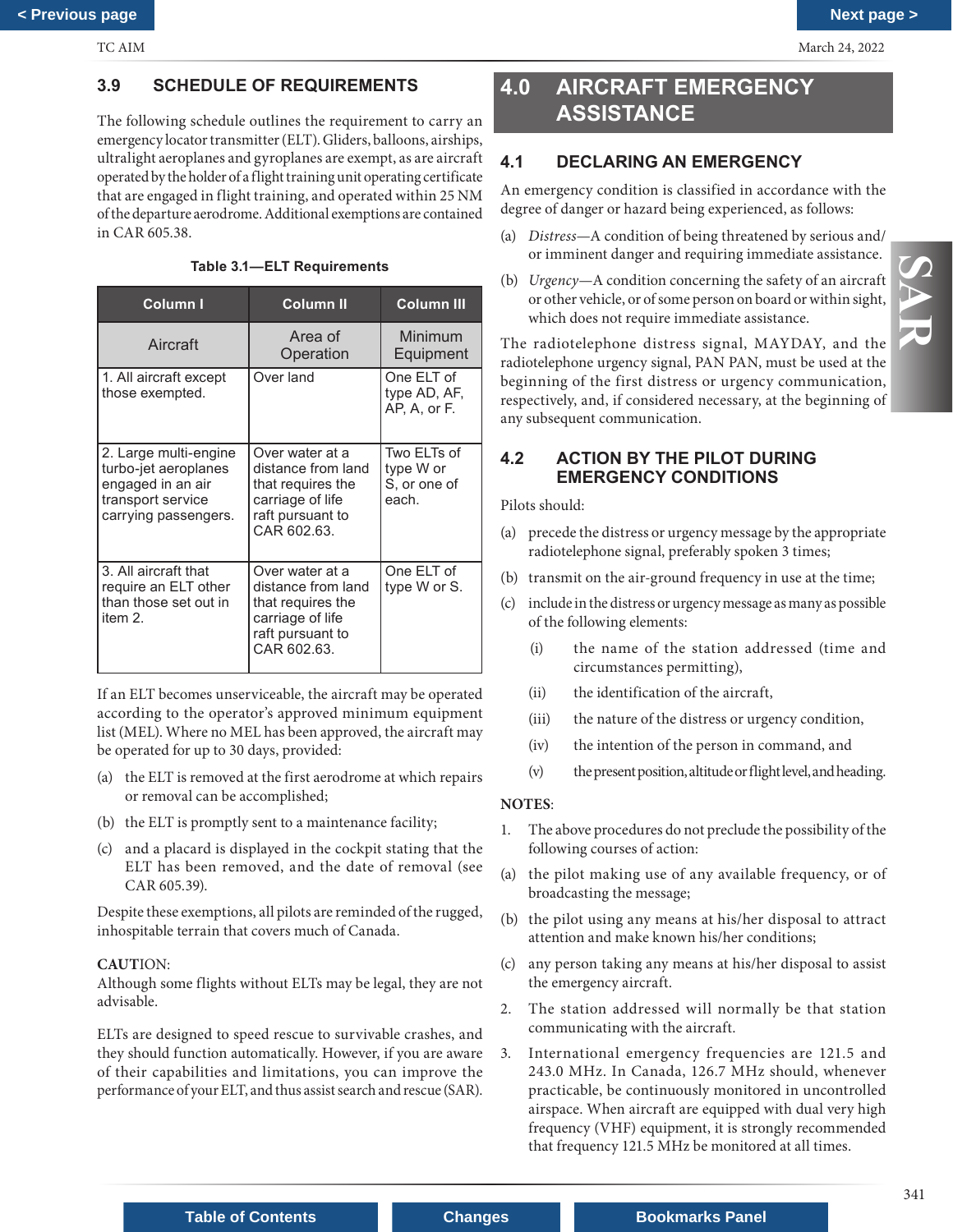## 3.9 SCHEDULE OF REQUIREMENTS

The following schedule outlines the requirement to carry an emergency locator transmitter (ELT). Gliders, balloons, airships, ultralight aeroplanes and gyroplanes are exempt, as are aircraft operated by the holder of a flight training unit operating certificate that are engaged in flight training, and operated within 25 NM of the departure aerodrome. Additional exemptions are contained in CAR 605.38.

**Table 3.1—ELT Requirements**

| Column I | Column II | Column III |
|---|---|---|
| Aircraft | Area of Operation | Minimum Equipment |
| 1. All aircraft except those exempted. | Over land | One ELT of type AD, AF, AP, A, or F. |
| 2. Large multi-engine turbo-jet aeroplanes engaged in an air transport service carrying passengers. | Over water at a distance from land that requires the carriage of life raft pursuant to CAR 602.63. | Two ELTs of type W or S, or one of each. |
| 3. All aircraft that require an ELT other than those set out in item 2. | Over water at a distance from land that requires the carriage of life raft pursuant to CAR 602.63. | One ELT of type W or S. |

If an ELT becomes unserviceable, the aircraft may be operated according to the operator's approved minimum equipment list (MEL). Where no MEL has been approved, the aircraft may be operated for up to 30 days, provided:

(a) the ELT is removed at the first aerodrome at which repairs or removal can be accomplished;

(b) the ELT is promptly sent to a maintenance facility;

(c) and a placard is displayed in the cockpit stating that the ELT has been removed, and the date of removal (see CAR 605.39).

Despite these exemptions, all pilots are reminded of the rugged, inhospitable terrain that covers much of Canada.

**CAUTION**:
Although some flights without ELTs may be legal, they are not advisable.

ELTs are designed to speed rescue to survivable crashes, and they should function automatically. However, if you are aware of their capabilities and limitations, you can improve the performance of your ELT, and thus assist search and rescue (SAR).

# 4.0 AIRCRAFT EMERGENCY ASSISTANCE

## 4.1 DECLARING AN EMERGENCY

An emergency condition is classified in accordance with the degree of danger or hazard being experienced, as follows:

(a) *Distress*—A condition of being threatened by serious and/or imminent danger and requiring immediate assistance.

(b) *Urgency*—A condition concerning the safety of an aircraft or other vehicle, or of some person on board or within sight, which does not require immediate assistance.

The radiotelephone distress signal, MAYDAY, and the radiotelephone urgency signal, PAN PAN, must be used at the beginning of the first distress or urgency communication, respectively, and, if considered necessary, at the beginning of any subsequent communication.

## 4.2 ACTION BY THE PILOT DURING EMERGENCY CONDITIONS

Pilots should:

(a) precede the distress or urgency message by the appropriate radiotelephone signal, preferably spoken 3 times;

(b) transmit on the air-ground frequency in use at the time;

(c) include in the distress or urgency message as many as possible of the following elements:

- (i) the name of the station addressed (time and circumstances permitting),
- (ii) the identification of the aircraft,
- (iii) the nature of the distress or urgency condition,
- (iv) the intention of the person in command, and
- (v) the present position, altitude or flight level, and heading.

**NOTES**:

1. The above procedures do not preclude the possibility of the following courses of action:

   (a) the pilot making use of any available frequency, or of broadcasting the message;

   (b) the pilot using any means at his/her disposal to attract attention and make known his/her conditions;

   (c) any person taking any means at his/her disposal to assist the emergency aircraft.

2. The station addressed will normally be that station communicating with the aircraft.

3. International emergency frequencies are 121.5 and 243.0 MHz. In Canada, 126.7 MHz should, whenever practicable, be continuously monitored in uncontrolled airspace. When aircraft are equipped with dual very high frequency (VHF) equipment, it is strongly recommended that frequency 121.5 MHz be monitored at all times.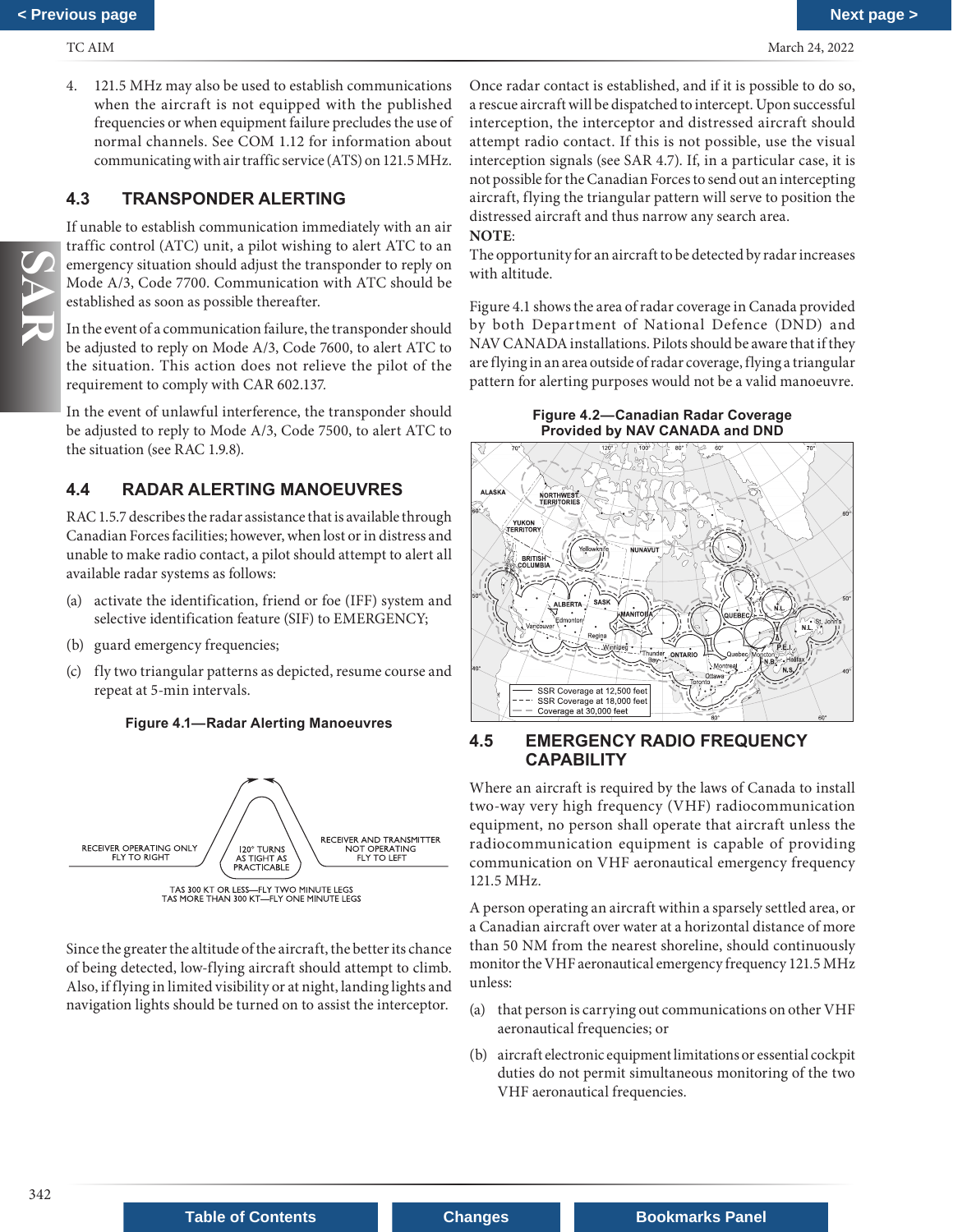4. 121.5 MHz may also be used to establish communications when the aircraft is not equipped with the published frequencies or when equipment failure precludes the use of normal channels. See COM 1.12 for information about communicating with air traffic service (ATS) on 121.5 MHz.

## 4.3 TRANSPONDER ALERTING

If unable to establish communication immediately with an air traffic control (ATC) unit, a pilot wishing to alert ATC to an emergency situation should adjust the transponder to reply on Mode A/3, Code 7700. Communication with ATC should be established as soon as possible thereafter.

In the event of a communication failure, the transponder should be adjusted to reply on Mode A/3, Code 7600, to alert ATC to the situation. This action does not relieve the pilot of the requirement to comply with CAR 602.137.

In the event of unlawful interference, the transponder should be adjusted to reply on Mode A/3, Code 7500, to alert ATC to the situation (see RAC 1.9.8).

## 4.4 RADAR ALERTING MANOEUVRES

RAC 1.5.7 describes the radar assistance that is available through Canadian Forces facilities; however, when lost or in distress and unable to make radio contact, a pilot should attempt to alert all available radar systems as follows:

(a) activate the identification, friend or foe (IFF) system and selective identification feature (SIF) to EMERGENCY;

(b) guard emergency frequencies;

(c) fly two triangular patterns as depicted, resume course and repeat at 5-min intervals.

**Figure 4.1—Radar Alerting Manoeuvres**

RECEIVER OPERATING ONLY FLY TO RIGHT

120° TURNS AS TIGHT AS PRACTICABLE

RECEIVER AND TRANSMITTER NOT OPERATING FLY TO LEFT

TAS 300 KT OR LESS—FLY TWO MINUTE LEGS
TAS MORE THAN 300 KT—FLY ONE MINUTE LEGS

Since the greater the altitude of the aircraft, the better its chance of being detected, low-flying aircraft should attempt to climb. Also, if flying in limited visibility or at night, landing lights and navigation lights should be turned on to assist the interceptor.

Once radar contact is established, and if it is possible to do so, a rescue aircraft will be dispatched to intercept. Upon successful interception, the interceptor and distressed aircraft should attempt radio contact. If this is not possible, use the visual interception signals (see SAR 4.7). If, in a particular case, it is not possible for the Canadian Forces to send out an intercepting aircraft, flying the triangular pattern will serve to position the distressed aircraft and thus narrow any search area.

**NOTE:**
The opportunity for an aircraft to be detected by radar increases with altitude.

Figure 4.1 shows the area of radar coverage in Canada provided by both Department of National Defence (DND) and NAV CANADA installations. Pilots should be aware that if they are flying in an area outside of radar coverage, flying a triangular pattern for alerting purposes would not be a valid manoeuvre.

**Figure 4.2—Canadian Radar Coverage Provided by NAV CANADA and DND**

SSR Coverage at 12,500 feet
SSR Coverage at 18,000 feet
Coverage at 30,000 feet

## 4.5 EMERGENCY RADIO FREQUENCY CAPABILITY

Where an aircraft is required by the laws of Canada to install two-way very high frequency (VHF) radiocommunication equipment, no person shall operate that aircraft unless the radiocommunication equipment is capable of providing communication on VHF aeronautical emergency frequency 121.5 MHz.

A person operating an aircraft within a sparsely settled area, or a Canadian aircraft over water at a horizontal distance of more than 50 NM from the nearest shoreline, should continuously monitor the VHF aeronautical emergency frequency 121.5 MHz unless:

(a) that person is carrying out communications on other VHF aeronautical frequencies; or

(b) aircraft electronic equipment limitations or essential cockpit duties do not permit simultaneous monitoring of the two VHF aeronautical frequencies.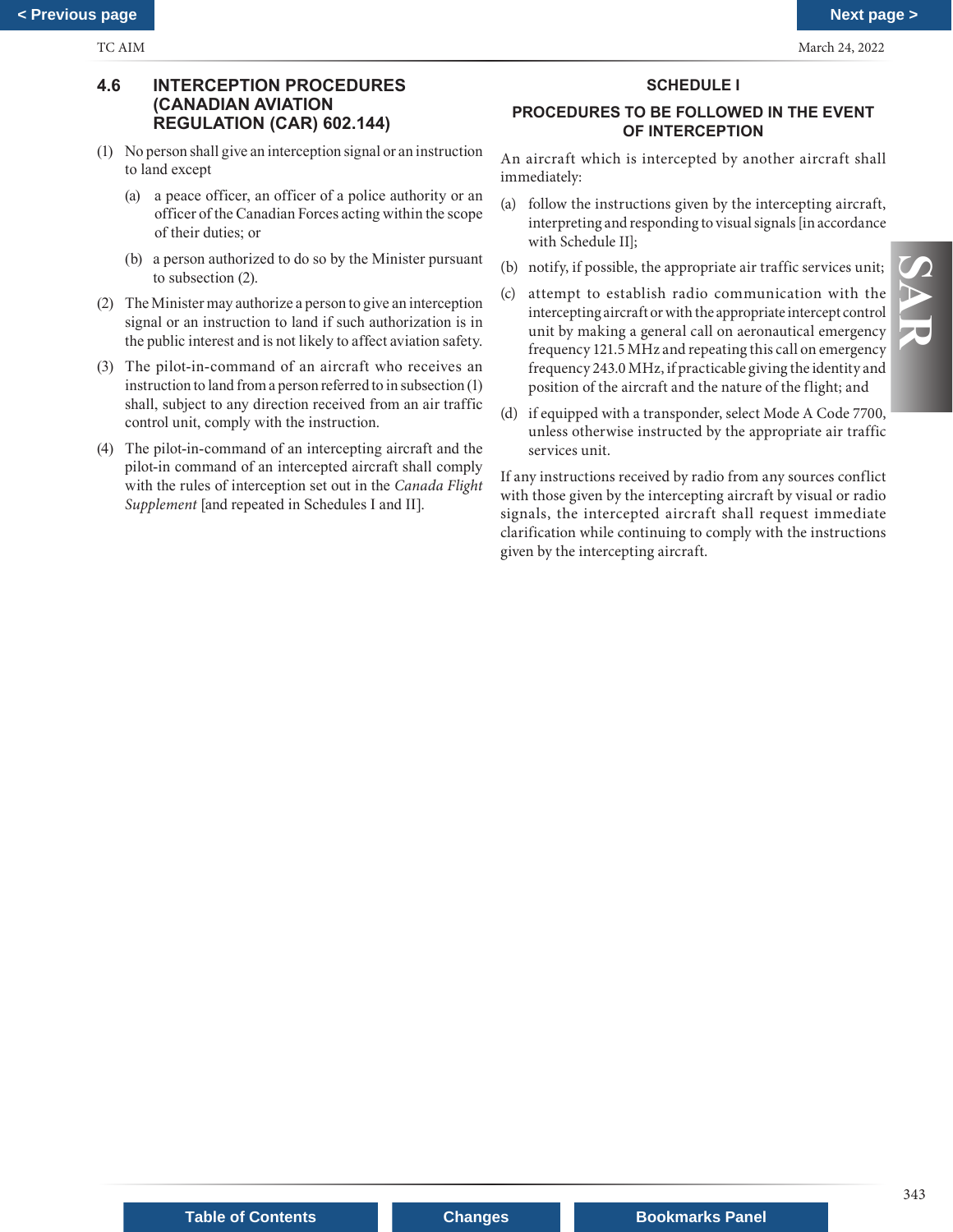## 4.6 INTERCEPTION PROCEDURES (CANADIAN AVIATION REGULATION (CAR) 602.144)

(1) No person shall give an interception signal or an instruction to land except

(a) a peace officer, an officer of a police authority or an officer of the Canadian Forces acting within the scope of their duties; or

(b) a person authorized to do so by the Minister pursuant to subsection (2).

(2) The Minister may authorize a person to give an interception signal or an instruction to land if such authorization is in the public interest and is not likely to affect aviation safety.

(3) The pilot-in-command of an aircraft who receives an instruction to land from a person referred to in subsection (1) shall, subject to any direction received from an air traffic control unit, comply with the instruction.

(4) The pilot-in-command of an intercepting aircraft and the pilot-in command of an intercepted aircraft shall comply with the rules of interception set out in the *Canada Flight Supplement* [and repeated in Schedules I and II].

### SCHEDULE I

### PROCEDURES TO BE FOLLOWED IN THE EVENT OF INTERCEPTION

An aircraft which is intercepted by another aircraft shall immediately:

(a) follow the instructions given by the intercepting aircraft, interpreting and responding to visual signals [in accordance with Schedule II];

(b) notify, if possible, the appropriate air traffic services unit;

(c) attempt to establish radio communication with the intercepting aircraft or with the appropriate intercept control unit by making a general call on aeronautical emergency frequency 121.5 MHz and repeating this call on emergency frequency 243.0 MHz, if practicable giving the identity and position of the aircraft and the nature of the flight; and

(d) if equipped with a transponder, select Mode A Code 7700, unless otherwise instructed by the appropriate air traffic services unit.

If any instructions received by radio from any sources conflict with those given by the intercepting aircraft by visual or radio signals, the intercepted aircraft shall request immediate clarification while continuing to comply with the instructions given by the intercepting aircraft.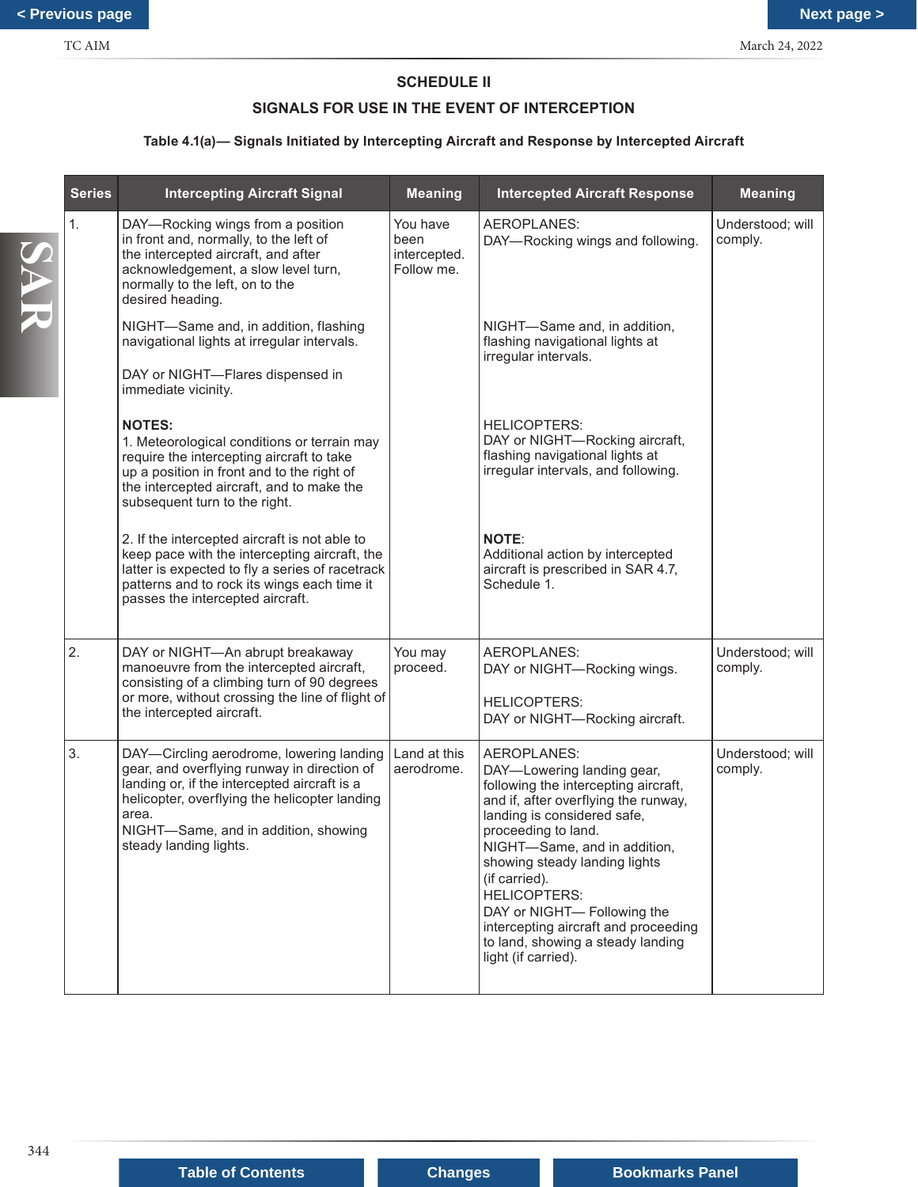## SCHEDULE II

## SIGNALS FOR USE IN THE EVENT OF INTERCEPTION

**Table 4.1(a)— Signals Initiated by Intercepting Aircraft and Response by Intercepted Aircraft**

| Series | Intercepting Aircraft Signal | Meaning | Intercepted Aircraft Response | Meaning |
|---|---|---|---|---|
| 1. | DAY—Rocking wings from a position in front and, normally, to the left of the intercepted aircraft, and after acknowledgement, a slow level turn, normally to the left, on to the desired heading.<br><br>NIGHT—Same and, in addition, flashing navigational lights at irregular intervals.<br><br>DAY or NIGHT—Flares dispensed in immediate vicinity.<br><br>**NOTES:**<br>1. Meteorological conditions or terrain may require the intercepting aircraft to take up a position in front and to the right of the intercepted aircraft, and to make the subsequent turn to the right.<br><br>2. If the intercepted aircraft is not able to keep pace with the intercepting aircraft, the latter is expected to fly a series of racetrack patterns and to rock its wings each time it passes the intercepted aircraft. | You have been intercepted. Follow me. | AEROPLANES:<br>DAY—Rocking wings and following.<br><br>NIGHT—Same and, in addition, flashing navigational lights at irregular intervals.<br><br>HELICOPTERS:<br>DAY or NIGHT—Rocking aircraft, flashing navigational lights at irregular intervals, and following.<br><br>**NOTE**:<br>Additional action by intercepted aircraft is prescribed in SAR 4.7, Schedule 1. | Understood; will comply. |
| 2. | DAY or NIGHT—An abrupt breakaway manoeuvre from the intercepted aircraft, consisting of a climbing turn of 90 degrees or more, without crossing the line of flight of the intercepted aircraft. | You may proceed. | AEROPLANES:<br>DAY or NIGHT—Rocking wings.<br><br>HELICOPTERS:<br>DAY or NIGHT—Rocking aircraft. | Understood; will comply. |
| 3. | DAY—Circling aerodrome, lowering landing gear, and overflying runway in direction of landing or, if the intercepted aircraft is a helicopter, overflying the helicopter landing area.<br>NIGHT—Same, and in addition, showing steady landing lights. | Land at this aerodrome. | AEROPLANES:<br>DAY—Lowering landing gear, following the intercepting aircraft, and if, after overflying the runway, landing is considered safe, proceeding to land.<br>NIGHT—Same, and in addition, showing steady landing lights (if carried).<br>HELICOPTERS:<br>DAY or NIGHT— Following the intercepting aircraft and proceeding to land, showing a steady landing light (if carried). | Understood; will comply. |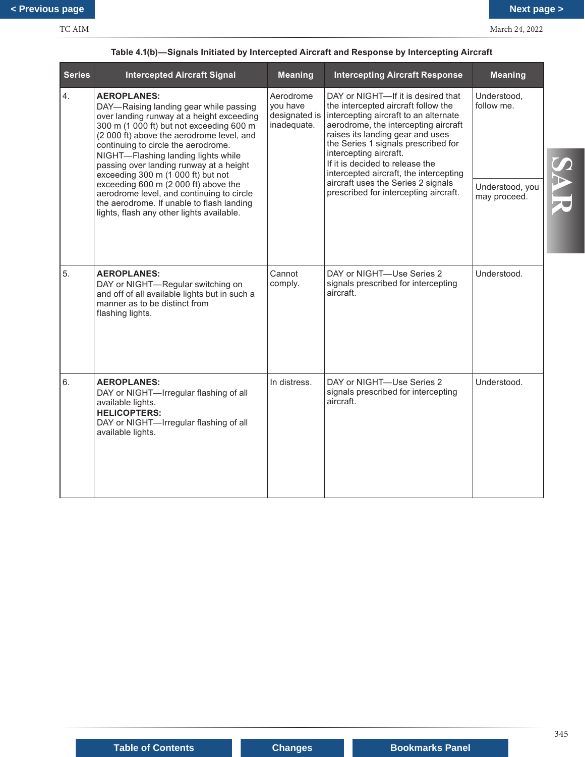Table 4.1(b)—Signals Initiated by Intercepted Aircraft and Response by Intercepting Aircraft

| Series | Intercepted Aircraft Signal | Meaning | Intercepting Aircraft Response | Meaning |
|---|---|---|---|---|
| 4. | **AEROPLANES:** DAY—Raising landing gear while passing over landing runway at a height exceeding 300 m (1 000 ft) but not exceeding 600 m (2 000 ft) above the aerodrome level, and continuing to circle the aerodrome. NIGHT—Flashing landing lights while passing over landing runway at a height exceeding 300 m (1 000 ft) but not exceeding 600 m (2 000 ft) above the aerodrome level, and continuing to circle the aerodrome. If unable to flash landing lights, flash any other lights available. | Aerodrome you have designated is inadequate. | DAY or NIGHT—If it is desired that the intercepted aircraft follow the intercepting aircraft to an alternate aerodrome, the intercepting aircraft raises its landing gear and uses the Series 1 signals prescribed for intercepting aircraft. | Understood, follow me. |
| | | | If it is decided to release the intercepted aircraft, the intercepting aircraft uses the Series 2 signals prescribed for intercepting aircraft. | Understood, you may proceed. |
| 5. | **AEROPLANES:** DAY or NIGHT—Regular switching on and off of all available lights but in such a manner as to be distinct from flashing lights. | Cannot comply. | DAY or NIGHT—Use Series 2 signals prescribed for intercepting aircraft. | Understood. |
| 6. | **AEROPLANES:** DAY or NIGHT—Irregular flashing of all available lights. **HELICOPTERS:** DAY or NIGHT—Irregular flashing of all available lights. | In distress. | DAY or NIGHT—Use Series 2 signals prescribed for intercepting aircraft. | Understood. |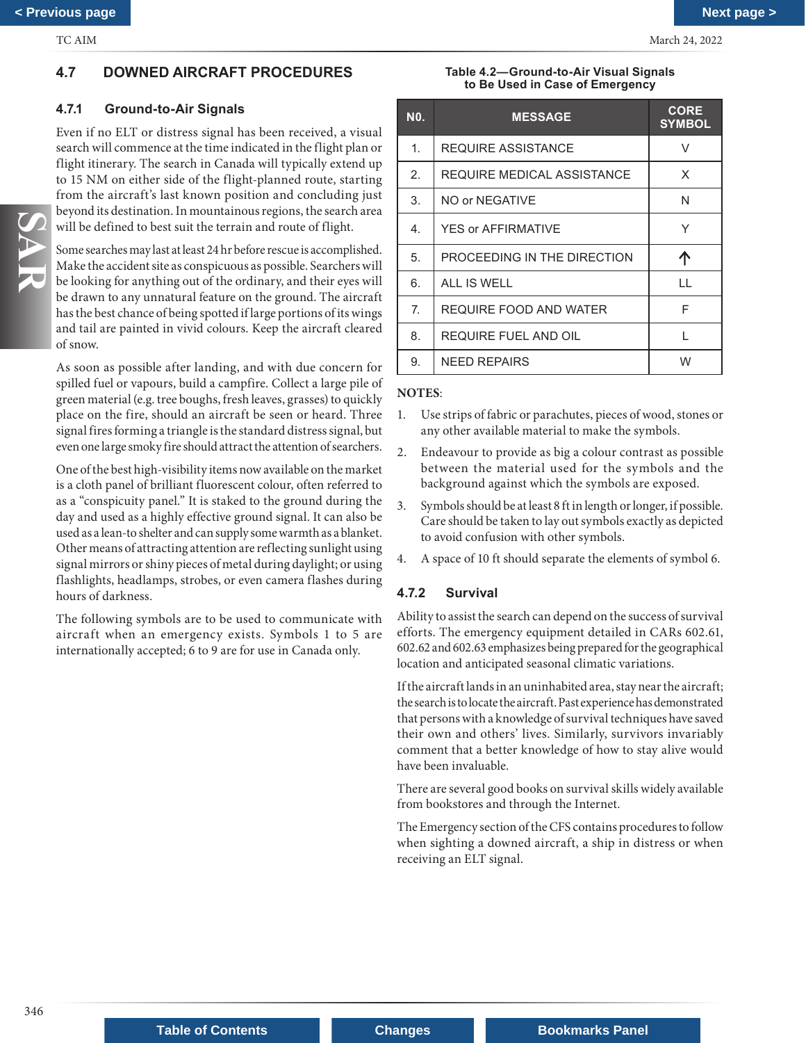## 4.7 DOWNED AIRCRAFT PROCEDURES

### 4.7.1 Ground-to-Air Signals

Even if no ELT or distress signal has been received, a visual search will commence at the time indicated in the flight plan or flight itinerary. The search in Canada will typically extend up to 15 NM on either side of the flight-planned route, starting from the aircraft's last known position and concluding just beyond its destination. In mountainous regions, the search area will be defined to best suit the terrain and route of flight.

Some searches may last at least 24 hr before rescue is accomplished. Make the accident site as conspicuous as possible. Searchers will be looking for anything out of the ordinary, and their eyes will be drawn to any unnatural feature on the ground. The aircraft has the best chance of being spotted if large portions of its wings and tail are painted in vivid colours. Keep the aircraft cleared of snow.

As soon as possible after landing, and with due concern for spilled fuel or vapours, build a campfire. Collect a large pile of green material (e.g. tree boughs, fresh leaves, grasses) to quickly place on the fire, should an aircraft be seen or heard. Three signal fires forming a triangle is the standard distress signal, but even one large smoky fire should attract the attention of searchers.

One of the best high-visibility items now available on the market is a cloth panel of brilliant fluorescent colour, often referred to as a "conspicuity panel." It is staked to the ground during the day and used as a highly effective ground signal. It can also be used as a lean-to shelter and can supply some warmth as a blanket. Other means of attracting attention are reflecting sunlight using signal mirrors or shiny pieces of metal during daylight; or using flashlights, headlamps, strobes, or even camera flashes during hours of darkness.

The following symbols are to be used to communicate with aircraft when an emergency exists. Symbols 1 to 5 are internationally accepted; 6 to 9 are for use in Canada only.

**Table 4.2—Ground-to-Air Visual Signals to Be Used in Case of Emergency**

| NO. | MESSAGE | CORE SYMBOL |
|---|---|---|
| 1. | REQUIRE ASSISTANCE | V |
| 2. | REQUIRE MEDICAL ASSISTANCE | X |
| 3. | NO or NEGATIVE | N |
| 4. | YES or AFFIRMATIVE | Y |
| 5. | PROCEEDING IN THE DIRECTION | ↑ |
| 6. | ALL IS WELL | LL |
| 7. | REQUIRE FOOD AND WATER | F |
| 8. | REQUIRE FUEL AND OIL | L |
| 9. | NEED REPAIRS | W |

**NOTES:**

1. Use strips of fabric or parachutes, pieces of wood, stones or any other available material to make the symbols.
2. Endeavour to provide as big a colour contrast as possible between the material used for the symbols and the background against which the symbols are exposed.
3. Symbols should be at least 8 ft in length or longer, if possible. Care should be taken to lay out symbols exactly as depicted to avoid confusion with other symbols.
4. A space of 10 ft should separate the elements of symbol 6.

### 4.7.2 Survival

Ability to assist the search can depend on the success of survival efforts. The emergency equipment detailed in CARs 602.61, 602.62 and 602.63 emphasizes being prepared for the geographical location and anticipated seasonal climatic variations.

If the aircraft lands in an uninhabited area, stay near the aircraft; the search is to locate the aircraft. Past experience has demonstrated that persons with a knowledge of survival techniques have saved their own and others' lives. Similarly, survivors invariably comment that a better knowledge of how to stay alive would have been invaluable.

There are several good books on survival skills widely available from bookstores and through the Internet.

The Emergency section of the CFS contains procedures to follow when sighting a downed aircraft, a ship in distress or when receiving an ELT signal.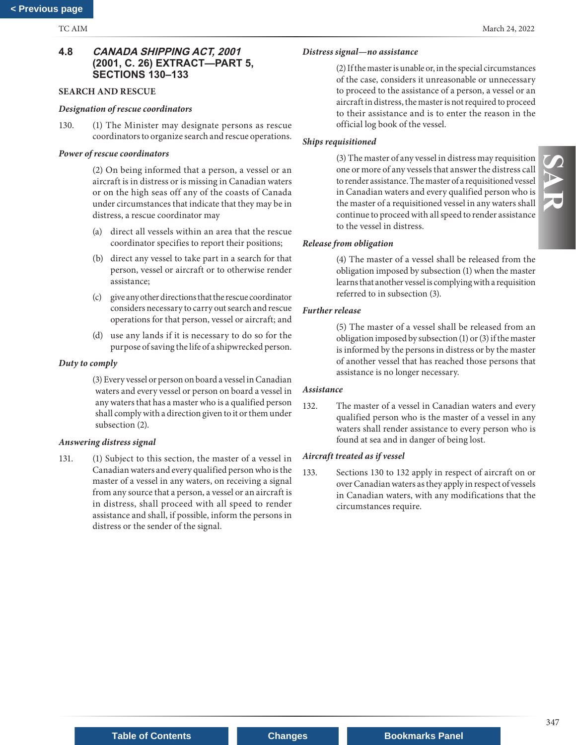## 4.8 *CANADA SHIPPING ACT, 2001* (2001, C. 26) EXTRACT—PART 5, SECTIONS 130–133

### SEARCH AND RESCUE

*Designation of rescue coordinators*

130. (1) The Minister may designate persons as rescue coordinators to organize search and rescue operations.

*Power of rescue coordinators*

(2) On being informed that a person, a vessel or an aircraft is in distress or is missing in Canadian waters or on the high seas off any of the coasts of Canada under circumstances that indicate that they may be in distress, a rescue coordinator may

(a) direct all vessels within an area that the rescue coordinator specifies to report their positions;

(b) direct any vessel to take part in a search for that person, vessel or aircraft or to otherwise render assistance;

(c) give any other directions that the rescue coordinator considers necessary to carry out search and rescue operations for that person, vessel or aircraft; and

(d) use any lands if it is necessary to do so for the purpose of saving the life of a shipwrecked person.

*Duty to comply*

(3) Every vessel or person on board a vessel in Canadian waters and every vessel or person on board a vessel in any waters that has a master who is a qualified person shall comply with a direction given to it or them under subsection (2).

*Answering distress signal*

131. (1) Subject to this section, the master of a vessel in Canadian waters and every qualified person who is the master of a vessel in any waters, on receiving a signal from any source that a person, a vessel or an aircraft is in distress, shall proceed with all speed to render assistance and shall, if possible, inform the persons in distress or the sender of the signal.

*Distress signal—no assistance*

(2) If the master is unable or, in the special circumstances of the case, considers it unreasonable or unnecessary to proceed to the assistance of a person, a vessel or an aircraft in distress, the master is not required to proceed to their assistance and is to enter the reason in the official log book of the vessel.

*Ships requisitioned*

(3) The master of any vessel in distress may requisition one or more of any vessels that answer the distress call to render assistance. The master of a requisitioned vessel in Canadian waters and every qualified person who is the master of a requisitioned vessel in any waters shall continue to proceed with all speed to render assistance to the vessel in distress.

*Release from obligation*

(4) The master of a vessel shall be released from the obligation imposed by subsection (1) when the master learns that another vessel is complying with a requisition referred to in subsection (3).

*Further release*

(5) The master of a vessel shall be released from an obligation imposed by subsection (1) or (3) if the master is informed by the persons in distress or by the master of another vessel that has reached those persons that assistance is no longer necessary.

*Assistance*

132. The master of a vessel in Canadian waters and every qualified person who is the master of a vessel in any waters shall render assistance to every person who is found at sea and in danger of being lost.

*Aircraft treated as if vessel*

133. Sections 130 to 132 apply in respect of aircraft on or over Canadian waters as they apply in respect of vessels in Canadian waters, with any modifications that the circumstances require.